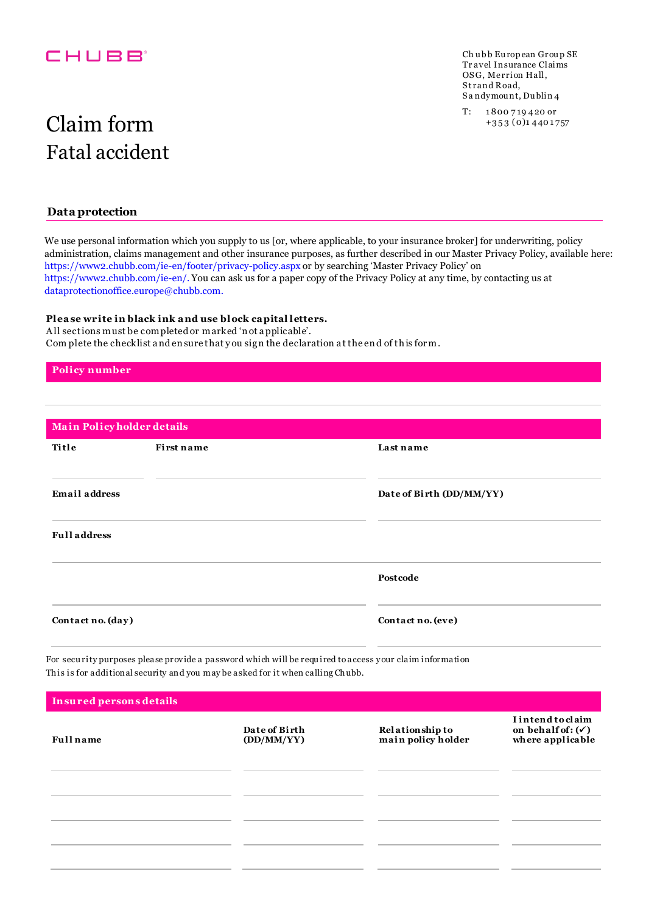CHUBB

Chubb European Group SE
Travel Insurance Claims
OSG, Merrion Hall,
Strand Road,
Sandymount, Dublin 4

T: 1800 719 420 or
+353 (0)1 440 1757

# Claim form
# Fatal accident

## Data protection

We use personal information which you supply to us [or, where applicable, to your insurance broker] for underwriting, policy administration, claims management and other insurance purposes, as further described in our Master Privacy Policy, available here: https://www2.chubb.com/ie-en/footer/privacy-policy.aspx or by searching 'Master Privacy Policy' on https://www2.chubb.com/ie-en/. You can ask us for a paper copy of the Privacy Policy at any time, by contacting us at dataprotectionoffice.europe@chubb.com.

**Please write in black ink and use block capital letters.**
All sections must be completed or marked 'not applicable'.
Complete the checklist and ensure that you sign the declaration at the end of this form.

## Policy number

## Main Policyholder details

| Title | First name | Last name |
|---|---|---|
| | | |

| Email address | Date of Birth (DD/MM/YY) |
|---|---|
| | |

**Full address**

| | Postcode |
|---|---|
| | |

| Contact no. (day) | Contact no. (eve) |
|---|---|
| | |

For security purposes please provide a password which will be required to access your claim information
This is for additional security and you may be asked for it when calling Chubb.

## Insured persons details

| Full name | Date of Birth (DD/MM/YY) | Relationship to main policy holder | I intend to claim on behalf of: (✓) where applicable |
|---|---|---|---|
| | | | |
| | | | |
| | | | |
| | | | |
| | | | |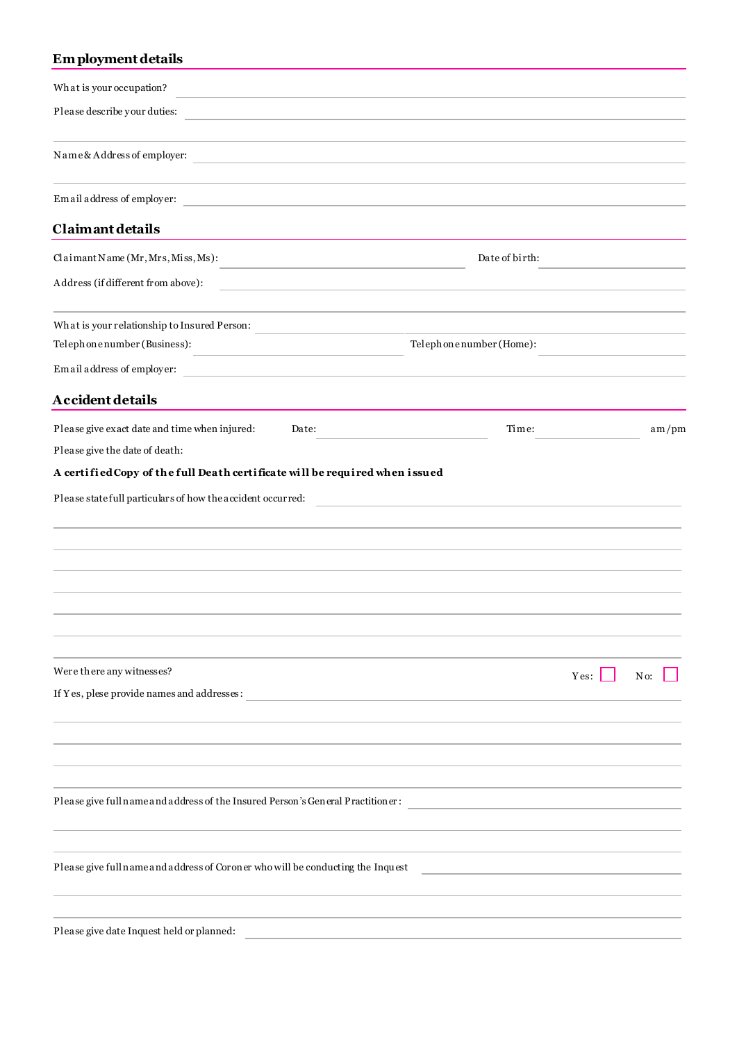## Employment details

What is your occupation?

Please describe your duties:

Name & Address of employer:

Email address of employer:

## Claimant details

Claimant Name (Mr, Mrs, Miss, Ms): Date of birth:

Address (if different from above):

What is your relationship to Insured Person:

Telephone number (Business): Telephone number (Home):

Email address of employer:

## Accident details

Please give exact date and time when injured: Date: Time: am/pm

Please give the date of death:

**A certified Copy of the full Death certificate will be required when issued**

Please state full particulars of how the accident occurred:

Were there any witnesses? Yes: ☐ No: ☐

If Yes, plese provide names and addresses:

Please give full name and address of the Insured Person's General Practitioner:

Please give full name and address of Coroner who will be conducting the Inquest

Please give date Inquest held or planned: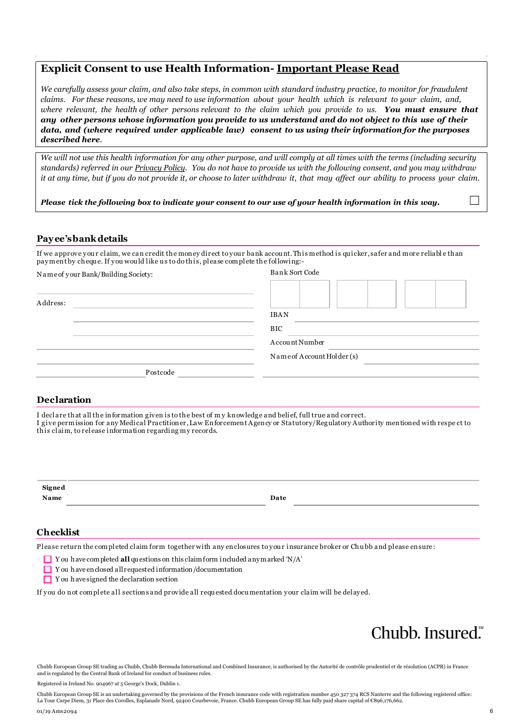## Explicit Consent to use Health Information- Important Please Read

*We carefully assess your claim, and also take steps, in common with standard industry practice, to monitor for fraudulent claims. For these reasons, we may need to use information about your health which is relevant to your claim, and, where relevant, the health of other persons relevant to the claim which you provide to us.* ***You must ensure that any other persons whose information you provide to us understand and do not object to this use of their data, and (where required under applicable law) consent to us using their information for the purposes described here****.*

*We will not use this health information for any other purpose, and will comply at all times with the terms (including security standards) referred in our Privacy Policy. You do not have to provide us with the following consent, and you may withdraw it at any time, but if you do not provide it, or choose to later withdraw it, that may affect our ability to process your claim.*

***Please tick the following box to indicate your consent to our use of your health information in this way.*** ☐

## Payee's bank details

If we approve your claim, we can credit the money direct to your bank account. This method is quicker, safer and more reliable than payment by cheque. If you would like us to do this, please complete the following:-

Name of your Bank/Building Society:

Address:

Postcode

Bank Sort Code

IBAN

BIC

Account Number

Name of Account Holder(s)

## Declaration

I declare that all the information given is to the best of my knowledge and belief, full true and correct.
I give permission for any Medical Practitioner, Law Enforcement Agency or Statutory/Regulatory Authority mentioned with respect to this claim, to release information regarding my records.

**Signed**

**Name** **Date**

## Checklist

Please return the completed claim form together with any enclosures to your insurance broker or Chubb and please ensure:

- ☐ You have completed **all** questions on this claim form included any marked 'N/A'
- ☐ You have enclosed all requested information/documentation
- ☐ You have signed the declaration section

If you do not complete all sections and provide all requested documentation your claim will be delayed.

Chubb. Insured.℠

Chubb European Group SE trading as Chubb, Chubb Bermuda International and Combined Insurance, is authorised by the Autorité de contrôle prudentiel et de résolution (ACPR) in France and is regulated by the Central Bank of Ireland for conduct of business rules.

Registered in Ireland No. 904967 at 5 George's Dock, Dublin 1.

Chubb European Group SE is an undertaking governed by the provisions of the French insurance code with registration number 450 327 374 RCS Nanterre and the following registered office: La Tour Carpe Diem, 31 Place des Corolles, Esplanade Nord, 92400 Courbevoie, France. Chubb European Group SE has fully paid share capital of €896,176,662.

01/19 Ams2094